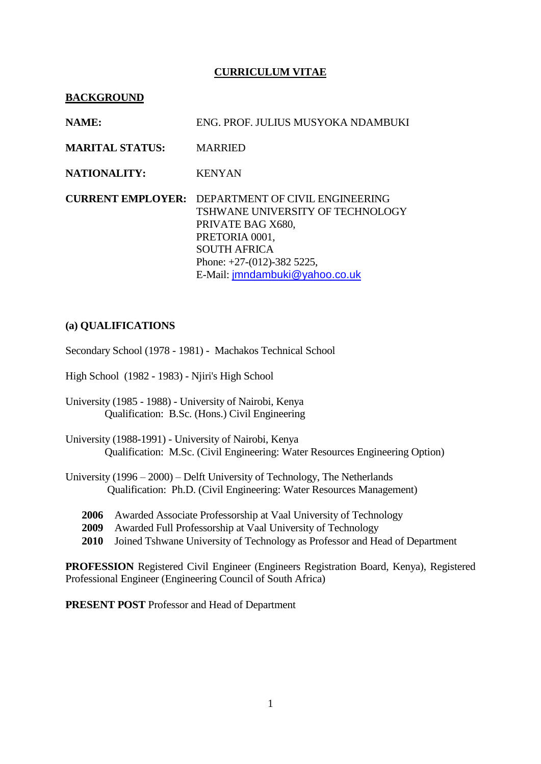# CURRICULUM VITAE

## BACKGROUND

**NAME:** ENG. PROF. JULIUS MUSYOKA NDAMBUKI

**MARITAL STATUS:** MARRIED

**NATIONALITY:** KENYAN

**CURRENT EMPLOYER:** DEPARTMENT OF CIVIL ENGINEERING
TSHWANE UNIVERSITY OF TECHNOLOGY
PRIVATE BAG X680,
PRETORIA 0001,
SOUTH AFRICA
Phone: +27-(012)-382 5225,
E-Mail: jmndambuki@yahoo.co.uk

## (a) QUALIFICATIONS

Secondary School (1978 - 1981) - Machakos Technical School

High School (1982 - 1983) - Njiri's High School

University (1985 - 1988) - University of Nairobi, Kenya
Qualification: B.Sc. (Hons.) Civil Engineering

University (1988-1991) - University of Nairobi, Kenya
Qualification: M.Sc. (Civil Engineering: Water Resources Engineering Option)

University (1996 – 2000) – Delft University of Technology, The Netherlands
Qualification: Ph.D. (Civil Engineering: Water Resources Management)

- **2006** Awarded Associate Professorship at Vaal University of Technology
- **2009** Awarded Full Professorship at Vaal University of Technology
- **2010** Joined Tshwane University of Technology as Professor and Head of Department

**PROFESSION** Registered Civil Engineer (Engineers Registration Board, Kenya), Registered Professional Engineer (Engineering Council of South Africa)

**PRESENT POST** Professor and Head of Department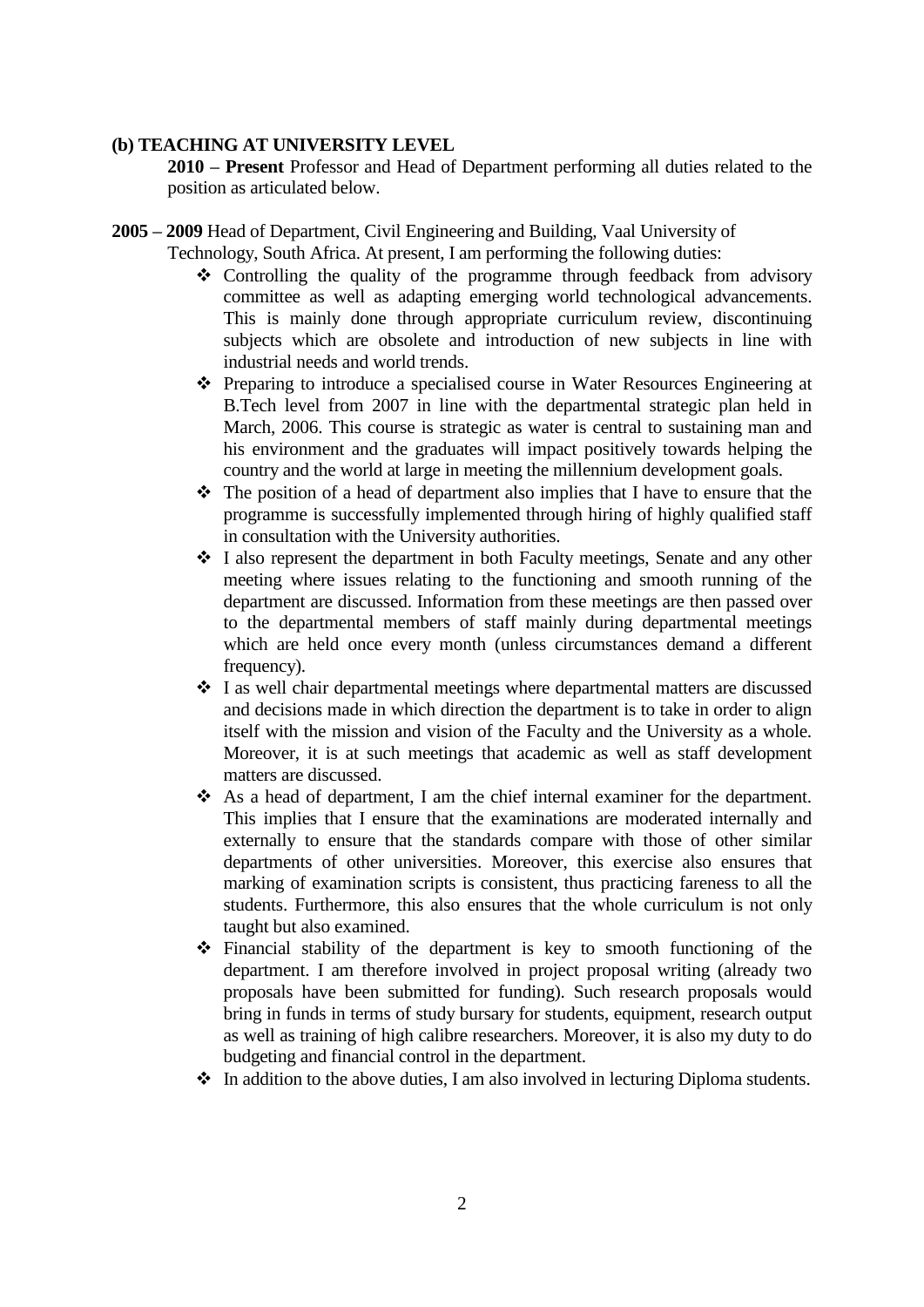**(b) TEACHING AT UNIVERSITY LEVEL**

**2010 – Present** Professor and Head of Department performing all duties related to the position as articulated below.

**2005 – 2009** Head of Department, Civil Engineering and Building, Vaal University of Technology, South Africa. At present, I am performing the following duties:

- Controlling the quality of the programme through feedback from advisory committee as well as adapting emerging world technological advancements. This is mainly done through appropriate curriculum review, discontinuing subjects which are obsolete and introduction of new subjects in line with industrial needs and world trends.
- Preparing to introduce a specialised course in Water Resources Engineering at B.Tech level from 2007 in line with the departmental strategic plan held in March, 2006. This course is strategic as water is central to sustaining man and his environment and the graduates will impact positively towards helping the country and the world at large in meeting the millennium development goals.
- The position of a head of department also implies that I have to ensure that the programme is successfully implemented through hiring of highly qualified staff in consultation with the University authorities.
- I also represent the department in both Faculty meetings, Senate and any other meeting where issues relating to the functioning and smooth running of the department are discussed. Information from these meetings are then passed over to the departmental members of staff mainly during departmental meetings which are held once every month (unless circumstances demand a different frequency).
- I as well chair departmental meetings where departmental matters are discussed and decisions made in which direction the department is to take in order to align itself with the mission and vision of the Faculty and the University as a whole. Moreover, it is at such meetings that academic as well as staff development matters are discussed.
- As a head of department, I am the chief internal examiner for the department. This implies that I ensure that the examinations are moderated internally and externally to ensure that the standards compare with those of other similar departments of other universities. Moreover, this exercise also ensures that marking of examination scripts is consistent, thus practicing fareness to all the students. Furthermore, this also ensures that the whole curriculum is not only taught but also examined.
- Financial stability of the department is key to smooth functioning of the department. I am therefore involved in project proposal writing (already two proposals have been submitted for funding). Such research proposals would bring in funds in terms of study bursary for students, equipment, research output as well as training of high calibre researchers. Moreover, it is also my duty to do budgeting and financial control in the department.
- In addition to the above duties, I am also involved in lecturing Diploma students.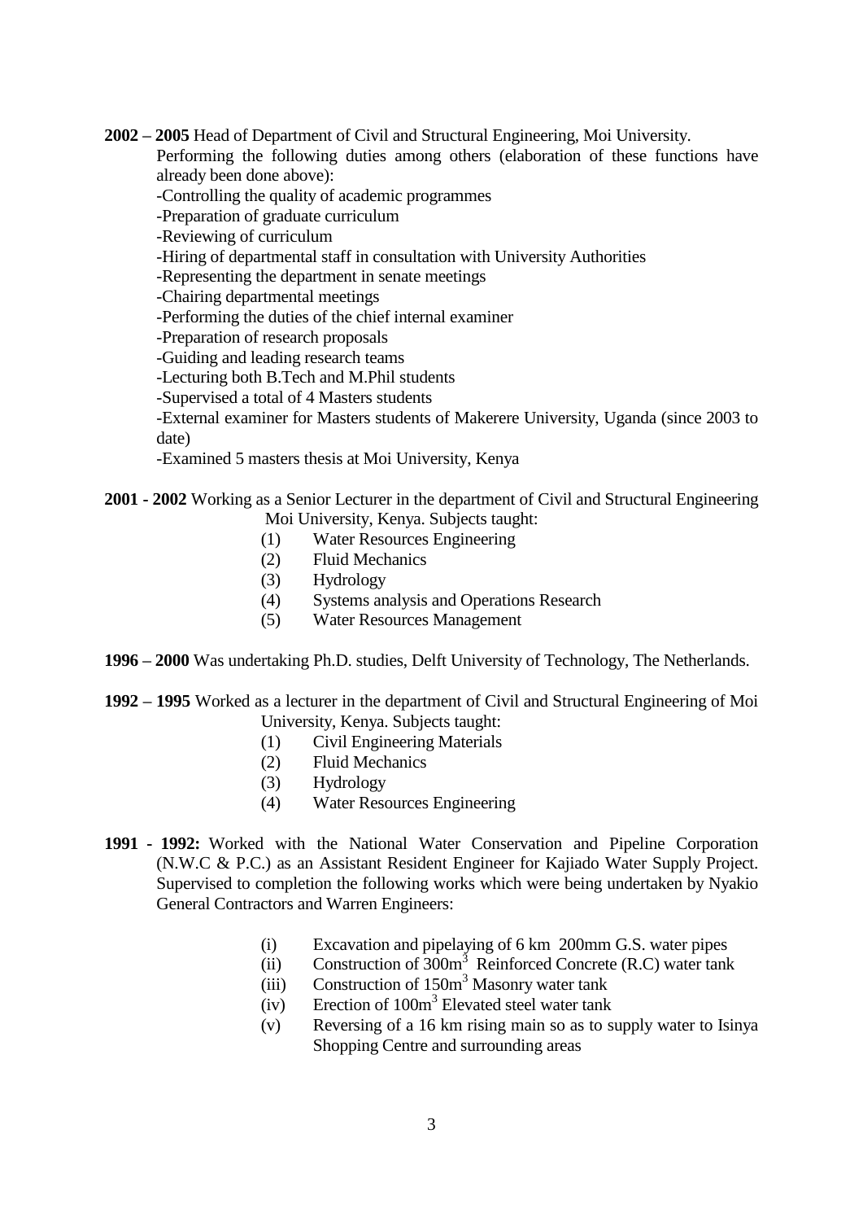**2002 – 2005** Head of Department of Civil and Structural Engineering, Moi University.

Performing the following duties among others (elaboration of these functions have already been done above):

-Controlling the quality of academic programmes

-Preparation of graduate curriculum

-Reviewing of curriculum

-Hiring of departmental staff in consultation with University Authorities

-Representing the department in senate meetings

-Chairing departmental meetings

-Performing the duties of the chief internal examiner

-Preparation of research proposals

-Guiding and leading research teams

-Lecturing both B.Tech and M.Phil students

-Supervised a total of 4 Masters students

-External examiner for Masters students of Makerere University, Uganda (since 2003 to date)

-Examined 5 masters thesis at Moi University, Kenya

**2001 - 2002** Working as a Senior Lecturer in the department of Civil and Structural Engineering Moi University, Kenya. Subjects taught:

(1) Water Resources Engineering
(2) Fluid Mechanics
(3) Hydrology
(4) Systems analysis and Operations Research
(5) Water Resources Management

**1996 – 2000** Was undertaking Ph.D. studies, Delft University of Technology, The Netherlands.

**1992 – 1995** Worked as a lecturer in the department of Civil and Structural Engineering of Moi University, Kenya. Subjects taught:

(1) Civil Engineering Materials
(2) Fluid Mechanics
(3) Hydrology
(4) Water Resources Engineering

**1991 - 1992:** Worked with the National Water Conservation and Pipeline Corporation (N.W.C & P.C.) as an Assistant Resident Engineer for Kajiado Water Supply Project. Supervised to completion the following works which were being undertaken by Nyakio General Contractors and Warren Engineers:

(i) Excavation and pipelaying of 6 km 200mm G.S. water pipes
(ii) Construction of $300m^3$ Reinforced Concrete (R.C) water tank
(iii) Construction of $150m^3$ Masonry water tank
(iv) Erection of $100m^3$ Elevated steel water tank
(v) Reversing of a 16 km rising main so as to supply water to Isinya Shopping Centre and surrounding areas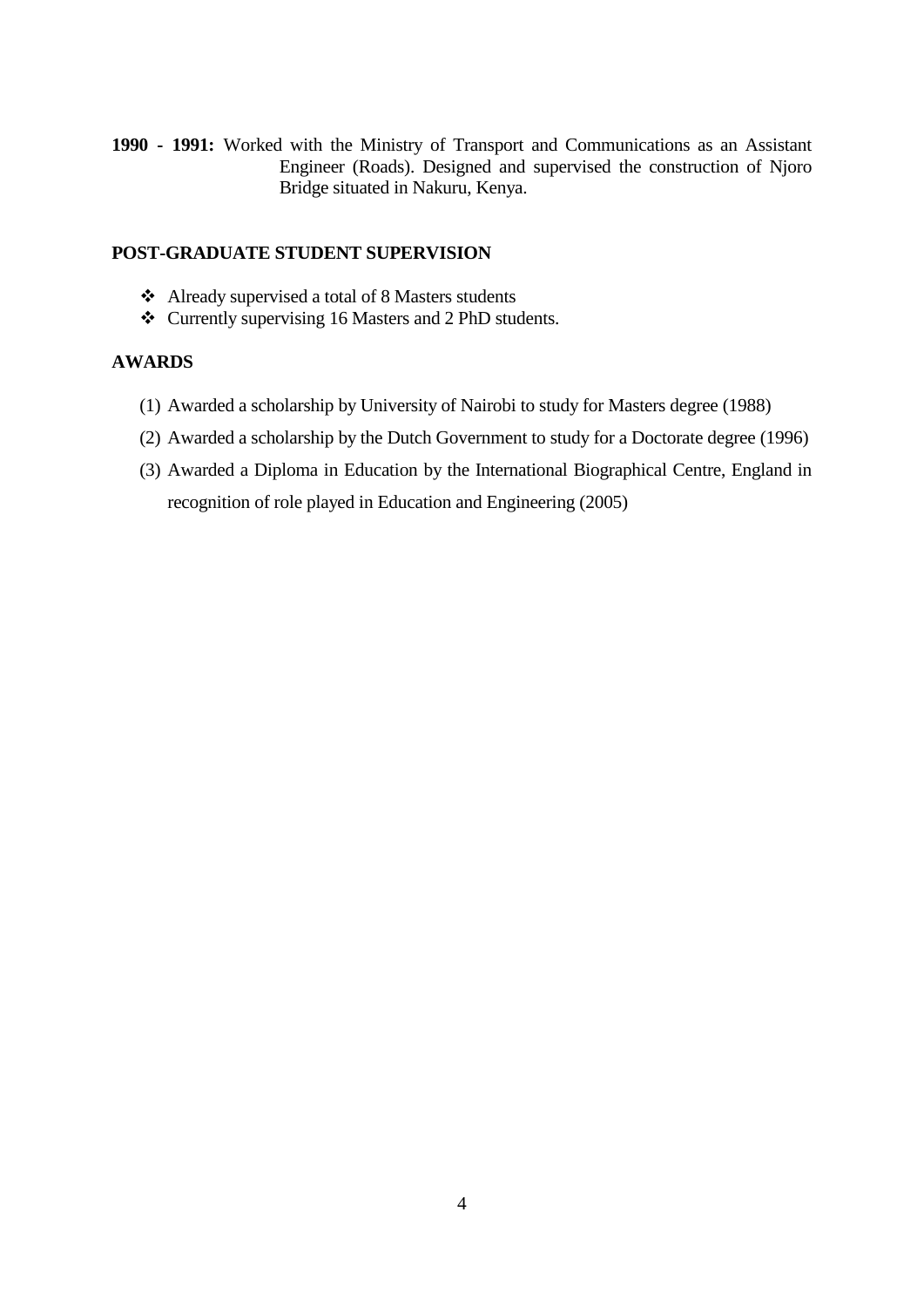**1990 - 1991:** Worked with the Ministry of Transport and Communications as an Assistant Engineer (Roads). Designed and supervised the construction of Njoro Bridge situated in Nakuru, Kenya.

## POST-GRADUATE STUDENT SUPERVISION

- Already supervised a total of 8 Masters students
- Currently supervising 16 Masters and 2 PhD students.

## AWARDS

(1) Awarded a scholarship by University of Nairobi to study for Masters degree (1988)

(2) Awarded a scholarship by the Dutch Government to study for a Doctorate degree (1996)

(3) Awarded a Diploma in Education by the International Biographical Centre, England in recognition of role played in Education and Engineering (2005)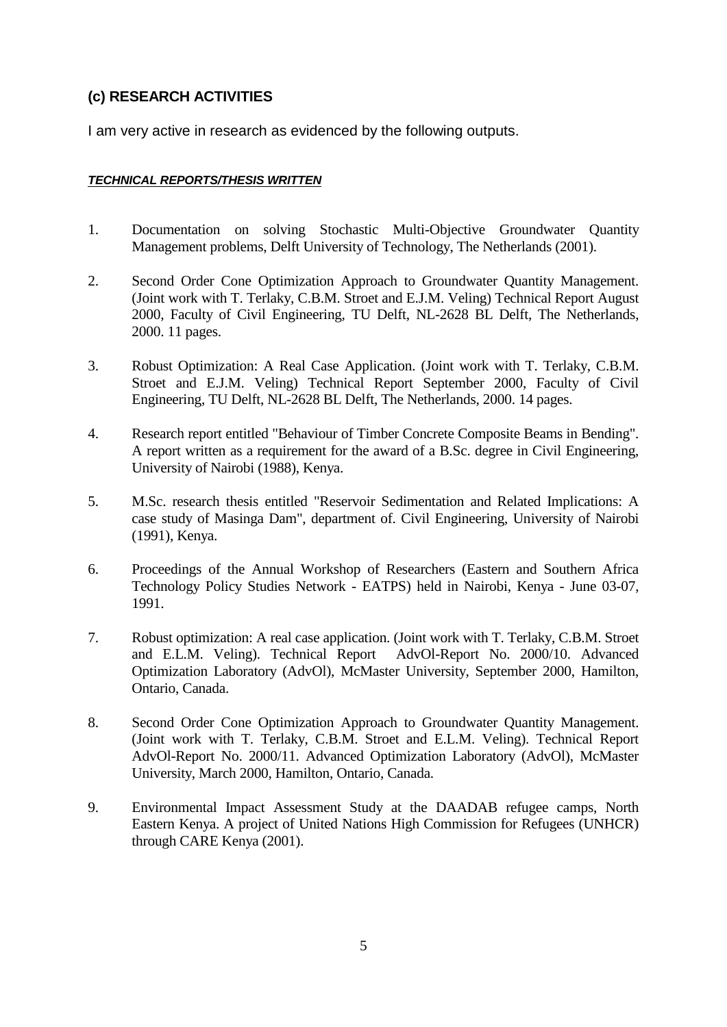## (c) RESEARCH ACTIVITIES

I am very active in research as evidenced by the following outputs.

***TECHNICAL REPORTS/THESIS WRITTEN***

1. Documentation on solving Stochastic Multi-Objective Groundwater Quantity Management problems, Delft University of Technology, The Netherlands (2001).

2. Second Order Cone Optimization Approach to Groundwater Quantity Management. (Joint work with T. Terlaky, C.B.M. Stroet and E.J.M. Veling) Technical Report August 2000, Faculty of Civil Engineering, TU Delft, NL-2628 BL Delft, The Netherlands, 2000. 11 pages.

3. Robust Optimization: A Real Case Application. (Joint work with T. Terlaky, C.B.M. Stroet and E.J.M. Veling) Technical Report September 2000, Faculty of Civil Engineering, TU Delft, NL-2628 BL Delft, The Netherlands, 2000. 14 pages.

4. Research report entitled "Behaviour of Timber Concrete Composite Beams in Bending". A report written as a requirement for the award of a B.Sc. degree in Civil Engineering, University of Nairobi (1988), Kenya.

5. M.Sc. research thesis entitled "Reservoir Sedimentation and Related Implications: A case study of Masinga Dam", department of. Civil Engineering, University of Nairobi (1991), Kenya.

6. Proceedings of the Annual Workshop of Researchers (Eastern and Southern Africa Technology Policy Studies Network - EATPS) held in Nairobi, Kenya - June 03-07, 1991.

7. Robust optimization: A real case application. (Joint work with T. Terlaky, C.B.M. Stroet and E.L.M. Veling). Technical Report AdvOl-Report No. 2000/10. Advanced Optimization Laboratory (AdvOl), McMaster University, September 2000, Hamilton, Ontario, Canada.

8. Second Order Cone Optimization Approach to Groundwater Quantity Management. (Joint work with T. Terlaky, C.B.M. Stroet and E.L.M. Veling). Technical Report AdvOl-Report No. 2000/11. Advanced Optimization Laboratory (AdvOl), McMaster University, March 2000, Hamilton, Ontario, Canada.

9. Environmental Impact Assessment Study at the DAADAB refugee camps, North Eastern Kenya. A project of United Nations High Commission for Refugees (UNHCR) through CARE Kenya (2001).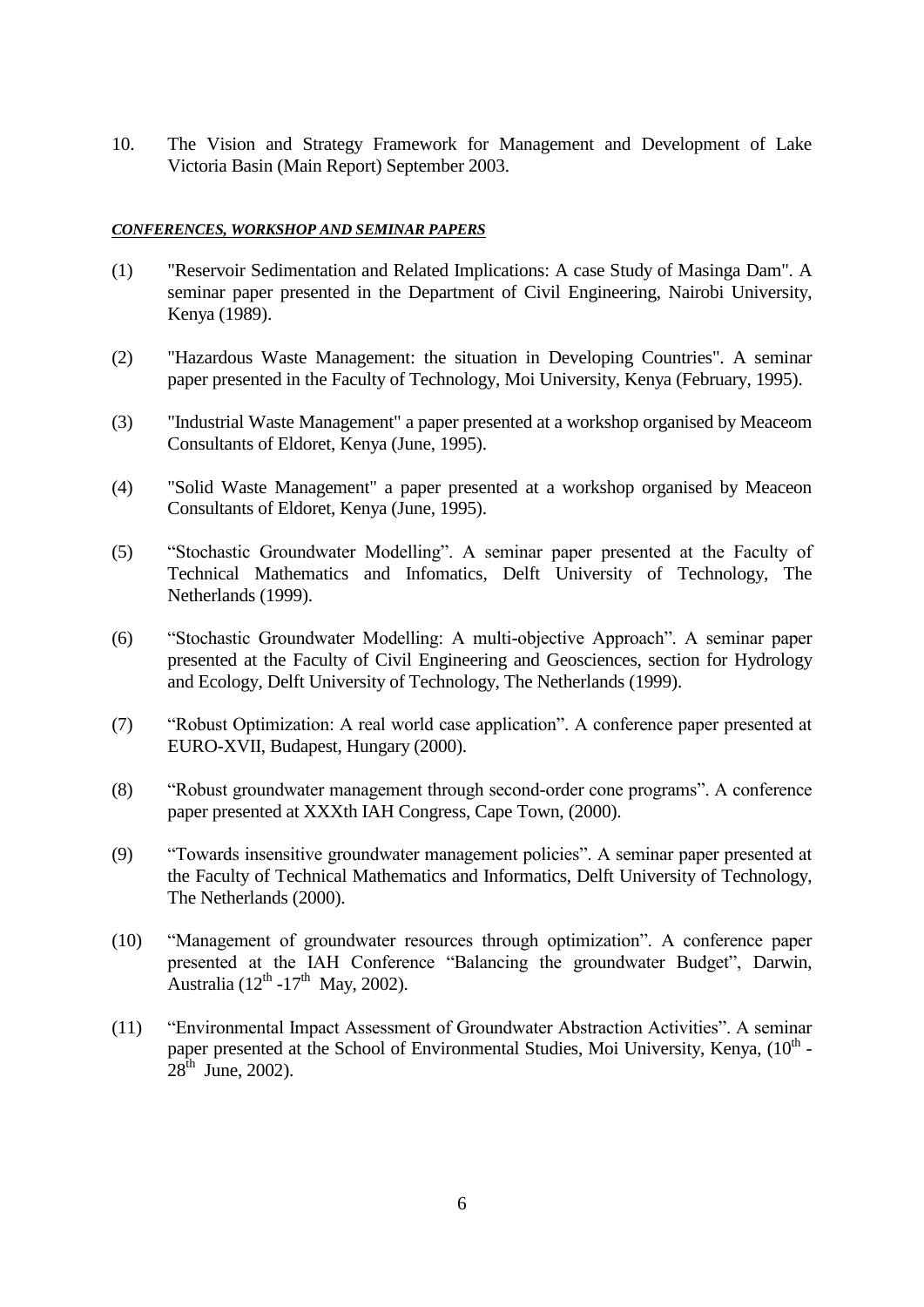10. The Vision and Strategy Framework for Management and Development of Lake Victoria Basin (Main Report) September 2003.

***CONFERENCES, WORKSHOP AND SEMINAR PAPERS***

(1) "Reservoir Sedimentation and Related Implications: A case Study of Masinga Dam". A seminar paper presented in the Department of Civil Engineering, Nairobi University, Kenya (1989).

(2) "Hazardous Waste Management: the situation in Developing Countries". A seminar paper presented in the Faculty of Technology, Moi University, Kenya (February, 1995).

(3) "Industrial Waste Management" a paper presented at a workshop organised by Meaceom Consultants of Eldoret, Kenya (June, 1995).

(4) "Solid Waste Management" a paper presented at a workshop organised by Meaceon Consultants of Eldoret, Kenya (June, 1995).

(5) "Stochastic Groundwater Modelling". A seminar paper presented at the Faculty of Technical Mathematics and Infomatics, Delft University of Technology, The Netherlands (1999).

(6) "Stochastic Groundwater Modelling: A multi-objective Approach". A seminar paper presented at the Faculty of Civil Engineering and Geosciences, section for Hydrology and Ecology, Delft University of Technology, The Netherlands (1999).

(7) "Robust Optimization: A real world case application". A conference paper presented at EURO-XVII, Budapest, Hungary (2000).

(8) "Robust groundwater management through second-order cone programs". A conference paper presented at XXXth IAH Congress, Cape Town, (2000).

(9) "Towards insensitive groundwater management policies". A seminar paper presented at the Faculty of Technical Mathematics and Informatics, Delft University of Technology, The Netherlands (2000).

(10) "Management of groundwater resources through optimization". A conference paper presented at the IAH Conference "Balancing the groundwater Budget", Darwin, Australia ($12^{th}$ -$17^{th}$ May, 2002).

(11) "Environmental Impact Assessment of Groundwater Abstraction Activities". A seminar paper presented at the School of Environmental Studies, Moi University, Kenya, ($10^{th}$ - $28^{th}$ June, 2002).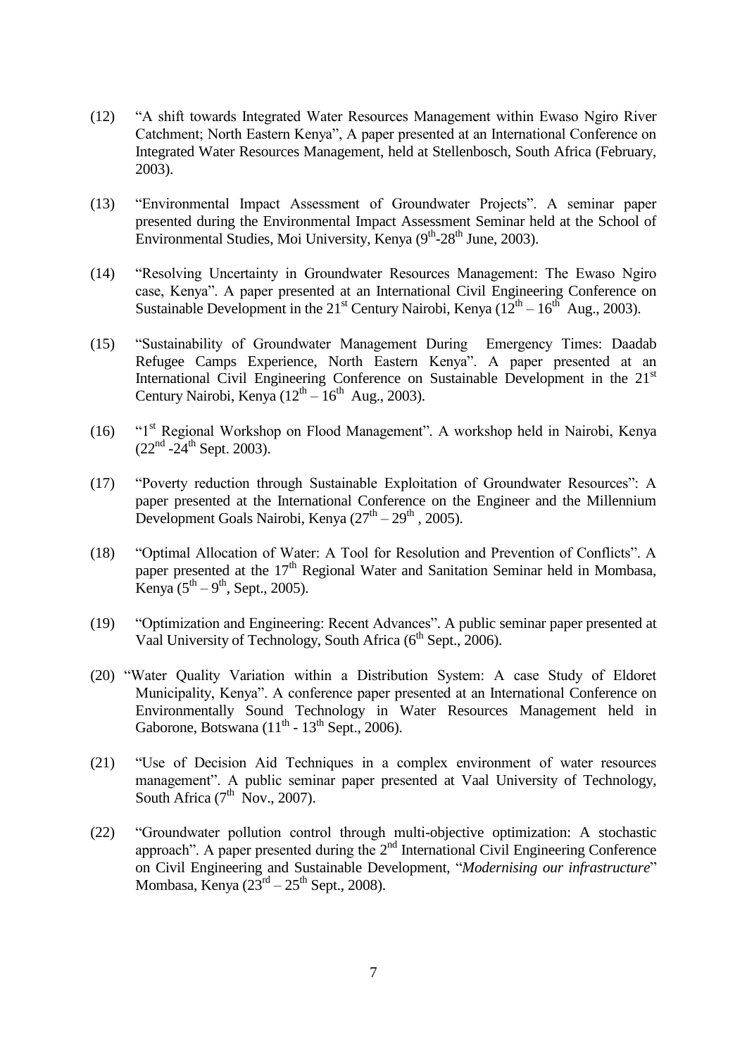(12) "A shift towards Integrated Water Resources Management within Ewaso Ngiro River Catchment; North Eastern Kenya", A paper presented at an International Conference on Integrated Water Resources Management, held at Stellenbosch, South Africa (February, 2003).

(13) "Environmental Impact Assessment of Groundwater Projects". A seminar paper presented during the Environmental Impact Assessment Seminar held at the School of Environmental Studies, Moi University, Kenya ($9^{th}$-$28^{th}$ June, 2003).

(14) "Resolving Uncertainty in Groundwater Resources Management: The Ewaso Ngiro case, Kenya". A paper presented at an International Civil Engineering Conference on Sustainable Development in the $21^{st}$ Century Nairobi, Kenya ($12^{th}$ – $16^{th}$ Aug., 2003).

(15) "Sustainability of Groundwater Management During Emergency Times: Daadab Refugee Camps Experience, North Eastern Kenya". A paper presented at an International Civil Engineering Conference on Sustainable Development in the $21^{st}$ Century Nairobi, Kenya ($12^{th}$ – $16^{th}$ Aug., 2003).

(16) "$1^{st}$ Regional Workshop on Flood Management". A workshop held in Nairobi, Kenya ($22^{nd}$ -$24^{th}$ Sept. 2003).

(17) "Poverty reduction through Sustainable Exploitation of Groundwater Resources": A paper presented at the International Conference on the Engineer and the Millennium Development Goals Nairobi, Kenya ($27^{th}$ – $29^{th}$ , 2005).

(18) "Optimal Allocation of Water: A Tool for Resolution and Prevention of Conflicts". A paper presented at the $17^{th}$ Regional Water and Sanitation Seminar held in Mombasa, Kenya ($5^{th}$ – $9^{th}$, Sept., 2005).

(19) "Optimization and Engineering: Recent Advances". A public seminar paper presented at Vaal University of Technology, South Africa ($6^{th}$ Sept., 2006).

(20) "Water Quality Variation within a Distribution System: A case Study of Eldoret Municipality, Kenya". A conference paper presented at an International Conference on Environmentally Sound Technology in Water Resources Management held in Gaborone, Botswana ($11^{th}$ - $13^{th}$ Sept., 2006).

(21) "Use of Decision Aid Techniques in a complex environment of water resources management". A public seminar paper presented at Vaal University of Technology, South Africa ($7^{th}$ Nov., 2007).

(22) "Groundwater pollution control through multi-objective optimization: A stochastic approach". A paper presented during the $2^{nd}$ International Civil Engineering Conference on Civil Engineering and Sustainable Development, "*Modernising our infrastructure*" Mombasa, Kenya ($23^{rd}$ – $25^{th}$ Sept., 2008).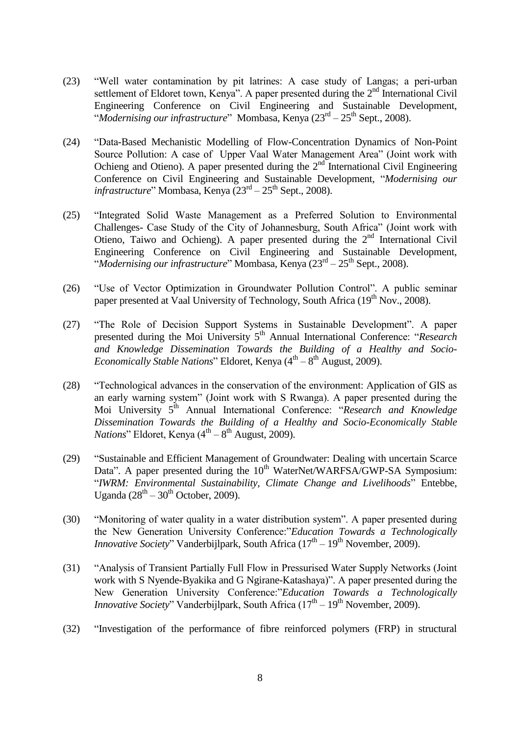(23) "Well water contamination by pit latrines: A case study of Langas; a peri-urban settlement of Eldoret town, Kenya". A paper presented during the 2nd International Civil Engineering Conference on Civil Engineering and Sustainable Development, "*Modernising our infrastructure*" Mombasa, Kenya (23rd – 25th Sept., 2008).

(24) "Data-Based Mechanistic Modelling of Flow-Concentration Dynamics of Non-Point Source Pollution: A case of Upper Vaal Water Management Area" (Joint work with Ochieng and Otieno). A paper presented during the 2nd International Civil Engineering Conference on Civil Engineering and Sustainable Development, "*Modernising our infrastructure*" Mombasa, Kenya (23rd – 25th Sept., 2008).

(25) "Integrated Solid Waste Management as a Preferred Solution to Environmental Challenges- Case Study of the City of Johannesburg, South Africa" (Joint work with Otieno, Taiwo and Ochieng). A paper presented during the 2nd International Civil Engineering Conference on Civil Engineering and Sustainable Development, "*Modernising our infrastructure*" Mombasa, Kenya (23rd – 25th Sept., 2008).

(26) "Use of Vector Optimization in Groundwater Pollution Control". A public seminar paper presented at Vaal University of Technology, South Africa (19th Nov., 2008).

(27) "The Role of Decision Support Systems in Sustainable Development". A paper presented during the Moi University 5th Annual International Conference: "*Research and Knowledge Dissemination Towards the Building of a Healthy and Socio-Economically Stable Nations*" Eldoret, Kenya (4th – 8th August, 2009).

(28) "Technological advances in the conservation of the environment: Application of GIS as an early warning system" (Joint work with S Rwanga). A paper presented during the Moi University 5th Annual International Conference: "*Research and Knowledge Dissemination Towards the Building of a Healthy and Socio-Economically Stable Nations*" Eldoret, Kenya (4th – 8th August, 2009).

(29) "Sustainable and Efficient Management of Groundwater: Dealing with uncertain Scarce Data". A paper presented during the 10th WaterNet/WARFSA/GWP-SA Symposium: "*IWRM: Environmental Sustainability, Climate Change and Livelihoods*" Entebbe, Uganda (28th – 30th October, 2009).

(30) "Monitoring of water quality in a water distribution system". A paper presented during the New Generation University Conference:"*Education Towards a Technologically Innovative Society*" Vanderbijlpark, South Africa (17th – 19th November, 2009).

(31) "Analysis of Transient Partially Full Flow in Pressurised Water Supply Networks (Joint work with S Nyende-Byakika and G Ngirane-Katashaya)". A paper presented during the New Generation University Conference:"*Education Towards a Technologically Innovative Society*" Vanderbijlpark, South Africa (17th – 19th November, 2009).

(32) "Investigation of the performance of fibre reinforced polymers (FRP) in structural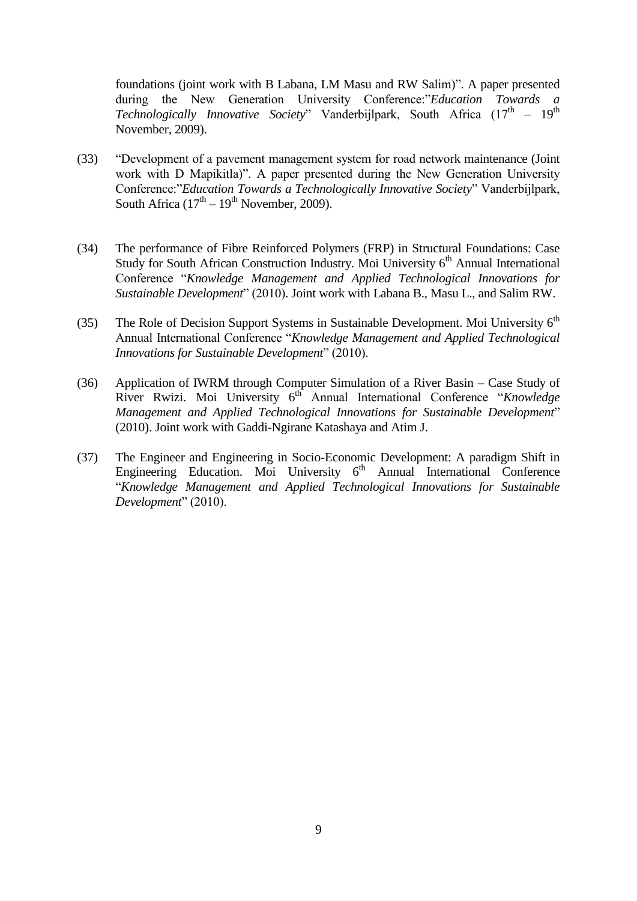foundations (joint work with B Labana, LM Masu and RW Salim)". A paper presented during the New Generation University Conference:"*Education Towards a Technologically Innovative Society*" Vanderbijlpark, South Africa ($17^{th}$ – $19^{th}$ November, 2009).

(33) "Development of a pavement management system for road network maintenance (Joint work with D Mapikitla)". A paper presented during the New Generation University Conference:"*Education Towards a Technologically Innovative Society*" Vanderbijlpark, South Africa ($17^{th}$ – $19^{th}$ November, 2009).

(34) The performance of Fibre Reinforced Polymers (FRP) in Structural Foundations: Case Study for South African Construction Industry. Moi University $6^{th}$ Annual International Conference "*Knowledge Management and Applied Technological Innovations for Sustainable Development*" (2010). Joint work with Labana B., Masu L., and Salim RW.

(35) The Role of Decision Support Systems in Sustainable Development. Moi University $6^{th}$ Annual International Conference "*Knowledge Management and Applied Technological Innovations for Sustainable Development*" (2010).

(36) Application of IWRM through Computer Simulation of a River Basin – Case Study of River Rwizi. Moi University $6^{th}$ Annual International Conference "*Knowledge Management and Applied Technological Innovations for Sustainable Development*" (2010). Joint work with Gaddi-Ngirane Katashaya and Atim J.

(37) The Engineer and Engineering in Socio-Economic Development: A paradigm Shift in Engineering Education. Moi University $6^{th}$ Annual International Conference "*Knowledge Management and Applied Technological Innovations for Sustainable Development*" (2010).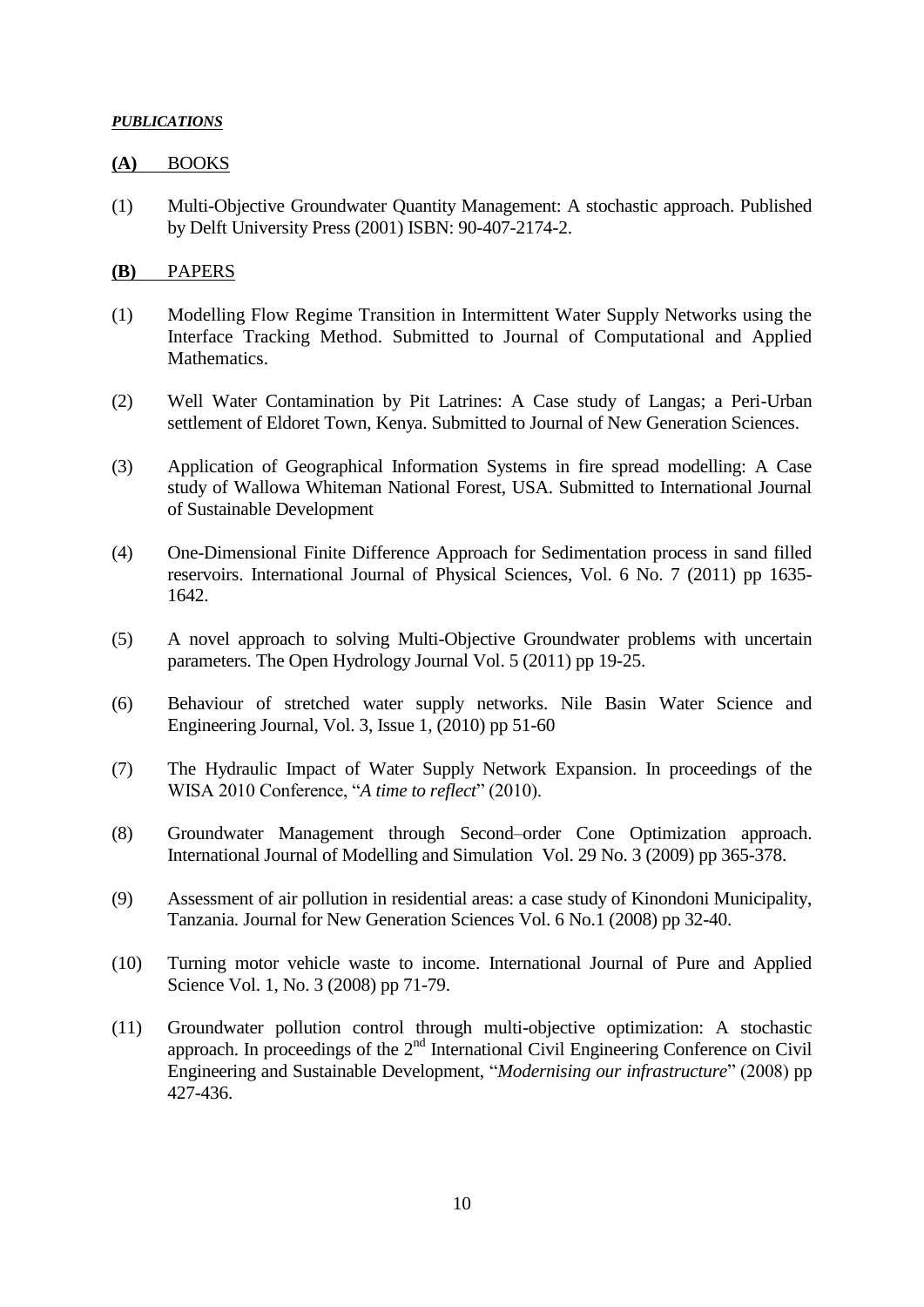***PUBLICATIONS***

**(A)** BOOKS

(1) Multi-Objective Groundwater Quantity Management: A stochastic approach. Published by Delft University Press (2001) ISBN: 90-407-2174-2.

**(B)** PAPERS

(1) Modelling Flow Regime Transition in Intermittent Water Supply Networks using the Interface Tracking Method. Submitted to Journal of Computational and Applied Mathematics.

(2) Well Water Contamination by Pit Latrines: A Case study of Langas; a Peri-Urban settlement of Eldoret Town, Kenya. Submitted to Journal of New Generation Sciences.

(3) Application of Geographical Information Systems in fire spread modelling: A Case study of Wallowa Whiteman National Forest, USA. Submitted to International Journal of Sustainable Development

(4) One-Dimensional Finite Difference Approach for Sedimentation process in sand filled reservoirs. International Journal of Physical Sciences, Vol. 6 No. 7 (2011) pp 1635-1642.

(5) A novel approach to solving Multi-Objective Groundwater problems with uncertain parameters. The Open Hydrology Journal Vol. 5 (2011) pp 19-25.

(6) Behaviour of stretched water supply networks. Nile Basin Water Science and Engineering Journal, Vol. 3, Issue 1, (2010) pp 51-60

(7) The Hydraulic Impact of Water Supply Network Expansion. In proceedings of the WISA 2010 Conference, "*A time to reflect*" (2010).

(8) Groundwater Management through Second–order Cone Optimization approach. International Journal of Modelling and Simulation Vol. 29 No. 3 (2009) pp 365-378.

(9) Assessment of air pollution in residential areas: a case study of Kinondoni Municipality, Tanzania. Journal for New Generation Sciences Vol. 6 No.1 (2008) pp 32-40.

(10) Turning motor vehicle waste to income. International Journal of Pure and Applied Science Vol. 1, No. 3 (2008) pp 71-79.

(11) Groundwater pollution control through multi-objective optimization: A stochastic approach. In proceedings of the 2nd International Civil Engineering Conference on Civil Engineering and Sustainable Development, "*Modernising our infrastructure*" (2008) pp 427-436.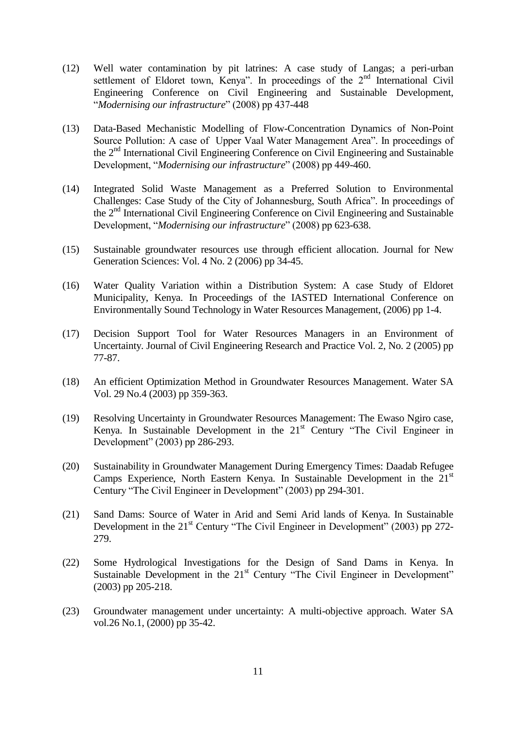(12) Well water contamination by pit latrines: A case study of Langas; a peri-urban settlement of Eldoret town, Kenya". In proceedings of the 2nd International Civil Engineering Conference on Civil Engineering and Sustainable Development, "*Modernising our infrastructure*" (2008) pp 437-448

(13) Data-Based Mechanistic Modelling of Flow-Concentration Dynamics of Non-Point Source Pollution: A case of Upper Vaal Water Management Area". In proceedings of the 2nd International Civil Engineering Conference on Civil Engineering and Sustainable Development, "*Modernising our infrastructure*" (2008) pp 449-460.

(14) Integrated Solid Waste Management as a Preferred Solution to Environmental Challenges: Case Study of the City of Johannesburg, South Africa". In proceedings of the 2nd International Civil Engineering Conference on Civil Engineering and Sustainable Development, "*Modernising our infrastructure*" (2008) pp 623-638.

(15) Sustainable groundwater resources use through efficient allocation. Journal for New Generation Sciences: Vol. 4 No. 2 (2006) pp 34-45.

(16) Water Quality Variation within a Distribution System: A case Study of Eldoret Municipality, Kenya. In Proceedings of the IASTED International Conference on Environmentally Sound Technology in Water Resources Management, (2006) pp 1-4.

(17) Decision Support Tool for Water Resources Managers in an Environment of Uncertainty. Journal of Civil Engineering Research and Practice Vol. 2, No. 2 (2005) pp 77-87.

(18) An efficient Optimization Method in Groundwater Resources Management. Water SA Vol. 29 No.4 (2003) pp 359-363.

(19) Resolving Uncertainty in Groundwater Resources Management: The Ewaso Ngiro case, Kenya. In Sustainable Development in the 21st Century "The Civil Engineer in Development" (2003) pp 286-293.

(20) Sustainability in Groundwater Management During Emergency Times: Daadab Refugee Camps Experience, North Eastern Kenya. In Sustainable Development in the 21st Century "The Civil Engineer in Development" (2003) pp 294-301.

(21) Sand Dams: Source of Water in Arid and Semi Arid lands of Kenya. In Sustainable Development in the 21st Century "The Civil Engineer in Development" (2003) pp 272-279.

(22) Some Hydrological Investigations for the Design of Sand Dams in Kenya. In Sustainable Development in the 21st Century "The Civil Engineer in Development" (2003) pp 205-218.

(23) Groundwater management under uncertainty: A multi-objective approach. Water SA vol.26 No.1, (2000) pp 35-42.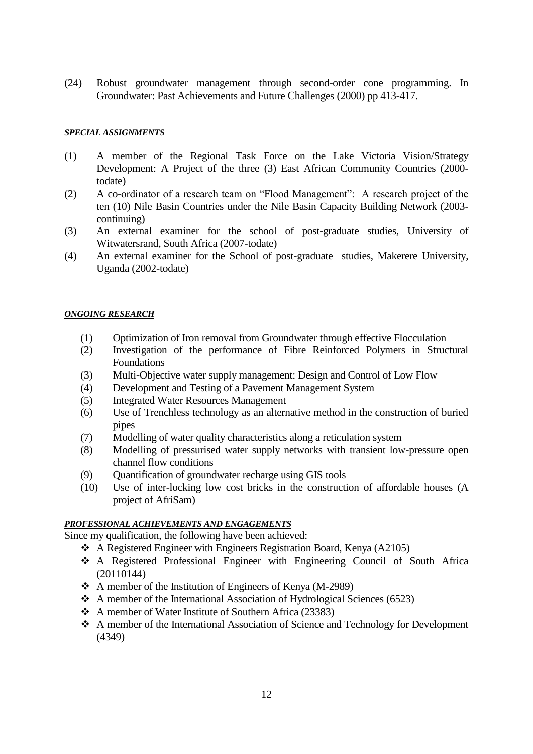(24) Robust groundwater management through second-order cone programming. In Groundwater: Past Achievements and Future Challenges (2000) pp 413-417.

***SPECIAL ASSIGNMENTS***

(1) A member of the Regional Task Force on the Lake Victoria Vision/Strategy Development: A Project of the three (3) East African Community Countries (2000-todate)
(2) A co-ordinator of a research team on "Flood Management": A research project of the ten (10) Nile Basin Countries under the Nile Basin Capacity Building Network (2003-continuing)
(3) An external examiner for the school of post-graduate studies, University of Witwatersrand, South Africa (2007-todate)
(4) An external examiner for the School of post-graduate studies, Makerere University, Uganda (2002-todate)

***ONGOING RESEARCH***

(1) Optimization of Iron removal from Groundwater through effective Flocculation
(2) Investigation of the performance of Fibre Reinforced Polymers in Structural Foundations
(3) Multi-Objective water supply management: Design and Control of Low Flow
(4) Development and Testing of a Pavement Management System
(5) Integrated Water Resources Management
(6) Use of Trenchless technology as an alternative method in the construction of buried pipes
(7) Modelling of water quality characteristics along a reticulation system
(8) Modelling of pressurised water supply networks with transient low-pressure open channel flow conditions
(9) Quantification of groundwater recharge using GIS tools
(10) Use of inter-locking low cost bricks in the construction of affordable houses (A project of AfriSam)

***PROFESSIONAL ACHIEVEMENTS AND ENGAGEMENTS***

Since my qualification, the following have been achieved:

- A Registered Engineer with Engineers Registration Board, Kenya (A2105)
- A Registered Professional Engineer with Engineering Council of South Africa (20110144)
- A member of the Institution of Engineers of Kenya (M-2989)
- A member of the International Association of Hydrological Sciences (6523)
- A member of Water Institute of Southern Africa (23383)
- A member of the International Association of Science and Technology for Development (4349)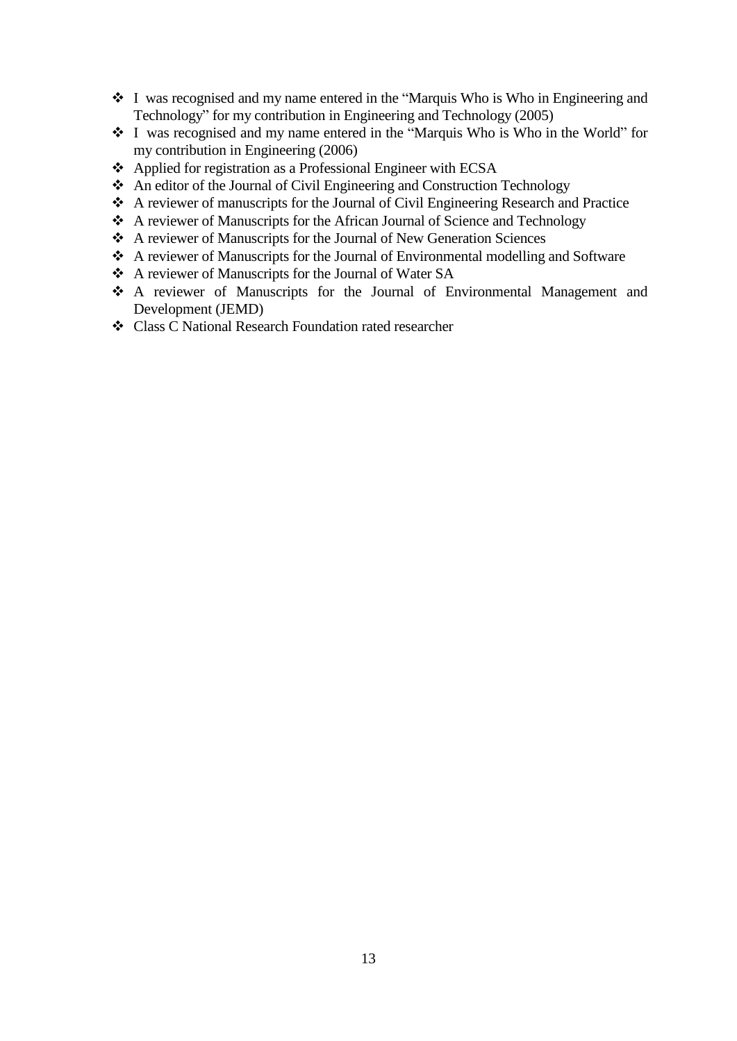- I was recognised and my name entered in the "Marquis Who is Who in Engineering and Technology" for my contribution in Engineering and Technology (2005)
- I was recognised and my name entered in the "Marquis Who is Who in the World" for my contribution in Engineering (2006)
- Applied for registration as a Professional Engineer with ECSA
- An editor of the Journal of Civil Engineering and Construction Technology
- A reviewer of manuscripts for the Journal of Civil Engineering Research and Practice
- A reviewer of Manuscripts for the African Journal of Science and Technology
- A reviewer of Manuscripts for the Journal of New Generation Sciences
- A reviewer of Manuscripts for the Journal of Environmental modelling and Software
- A reviewer of Manuscripts for the Journal of Water SA
- A reviewer of Manuscripts for the Journal of Environmental Management and Development (JEMD)
- Class C National Research Foundation rated researcher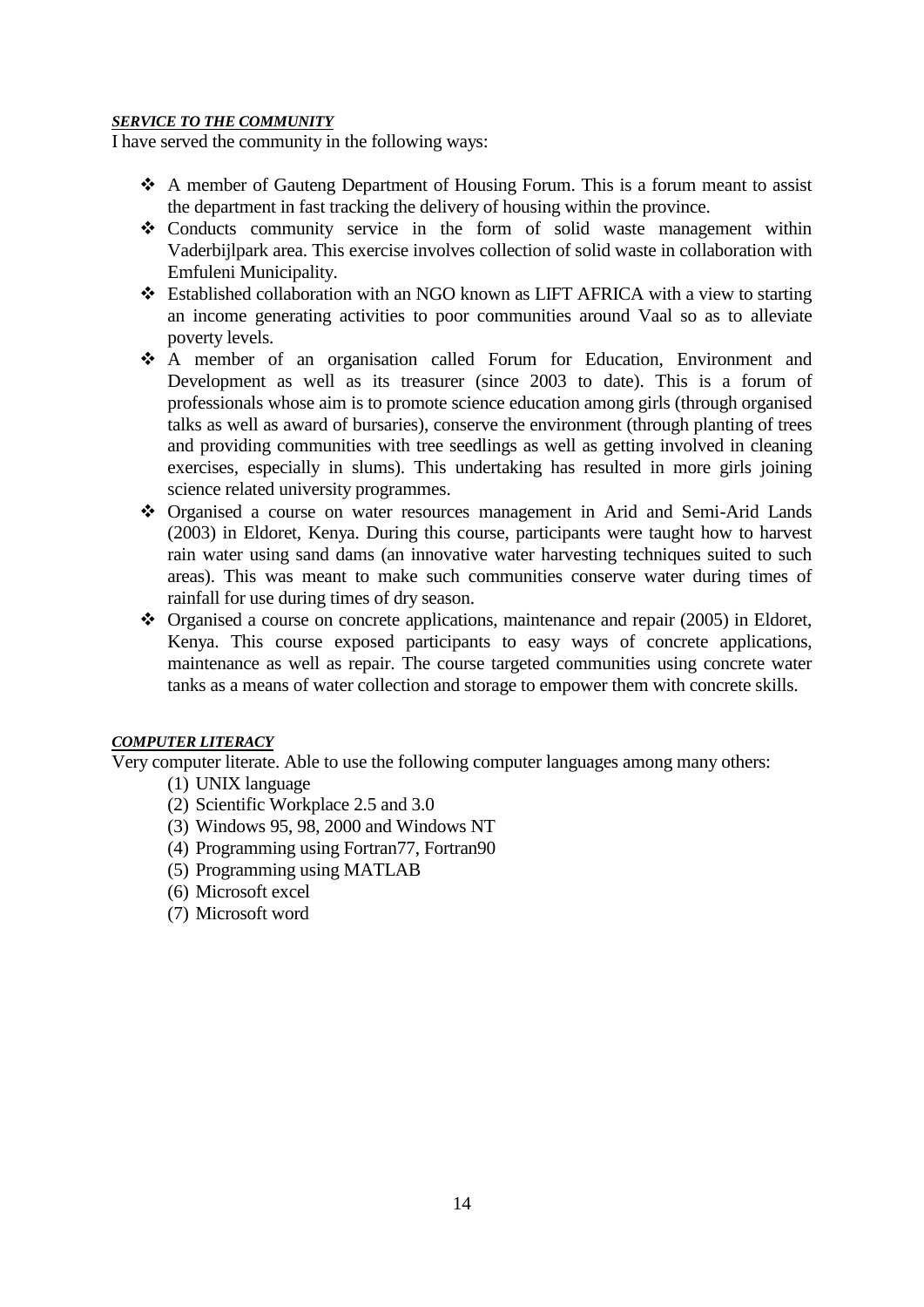***SERVICE TO THE COMMUNITY***

I have served the community in the following ways:

- A member of Gauteng Department of Housing Forum. This is a forum meant to assist the department in fast tracking the delivery of housing within the province.
- Conducts community service in the form of solid waste management within Vaderbijlpark area. This exercise involves collection of solid waste in collaboration with Emfuleni Municipality.
- Established collaboration with an NGO known as LIFT AFRICA with a view to starting an income generating activities to poor communities around Vaal so as to alleviate poverty levels.
- A member of an organisation called Forum for Education, Environment and Development as well as its treasurer (since 2003 to date). This is a forum of professionals whose aim is to promote science education among girls (through organised talks as well as award of bursaries), conserve the environment (through planting of trees and providing communities with tree seedlings as well as getting involved in cleaning exercises, especially in slums). This undertaking has resulted in more girls joining science related university programmes.
- Organised a course on water resources management in Arid and Semi-Arid Lands (2003) in Eldoret, Kenya. During this course, participants were taught how to harvest rain water using sand dams (an innovative water harvesting techniques suited to such areas). This was meant to make such communities conserve water during times of rainfall for use during times of dry season.
- Organised a course on concrete applications, maintenance and repair (2005) in Eldoret, Kenya. This course exposed participants to easy ways of concrete applications, maintenance as well as repair. The course targeted communities using concrete water tanks as a means of water collection and storage to empower them with concrete skills.

***COMPUTER LITERACY***

Very computer literate. Able to use the following computer languages among many others:

1. UNIX language
2. Scientific Workplace 2.5 and 3.0
3. Windows 95, 98, 2000 and Windows NT
4. Programming using Fortran77, Fortran90
5. Programming using MATLAB
6. Microsoft excel
7. Microsoft word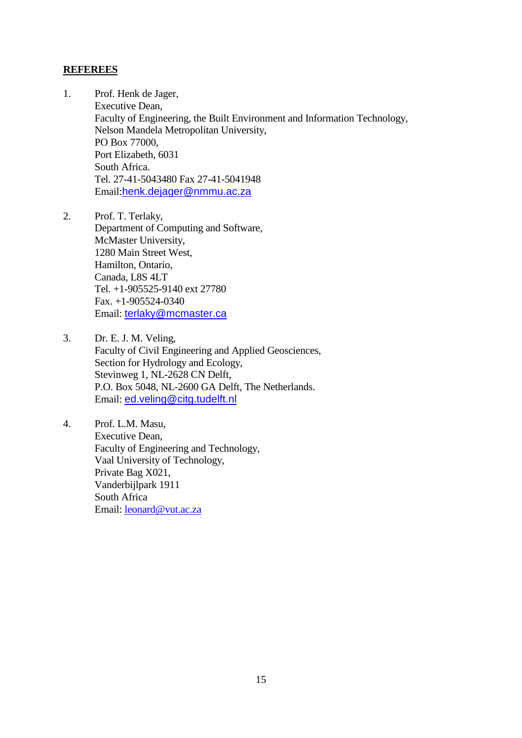**REFEREES**

1. Prof. Henk de Jager,
   Executive Dean,
   Faculty of Engineering, the Built Environment and Information Technology,
   Nelson Mandela Metropolitan University,
   PO Box 77000,
   Port Elizabeth, 6031
   South Africa.
   Tel. 27-41-5043480 Fax 27-41-5041948
   Email:henk.dejager@nmmu.ac.za

2. Prof. T. Terlaky,
   Department of Computing and Software,
   McMaster University,
   1280 Main Street West,
   Hamilton, Ontario,
   Canada, L8S 4LT
   Tel. +1-905525-9140 ext 27780
   Fax. +1-905524-0340
   Email: terlaky@mcmaster.ca

3. Dr. E. J. M. Veling,
   Faculty of Civil Engineering and Applied Geosciences,
   Section for Hydrology and Ecology,
   Stevinweg 1, NL-2628 CN Delft,
   P.O. Box 5048, NL-2600 GA Delft, The Netherlands.
   Email: ed.veling@citg.tudelft.nl

4. Prof. L.M. Masu,
   Executive Dean,
   Faculty of Engineering and Technology,
   Vaal University of Technology,
   Private Bag X021,
   Vanderbijlpark 1911
   South Africa
   Email: leonard@vut.ac.za